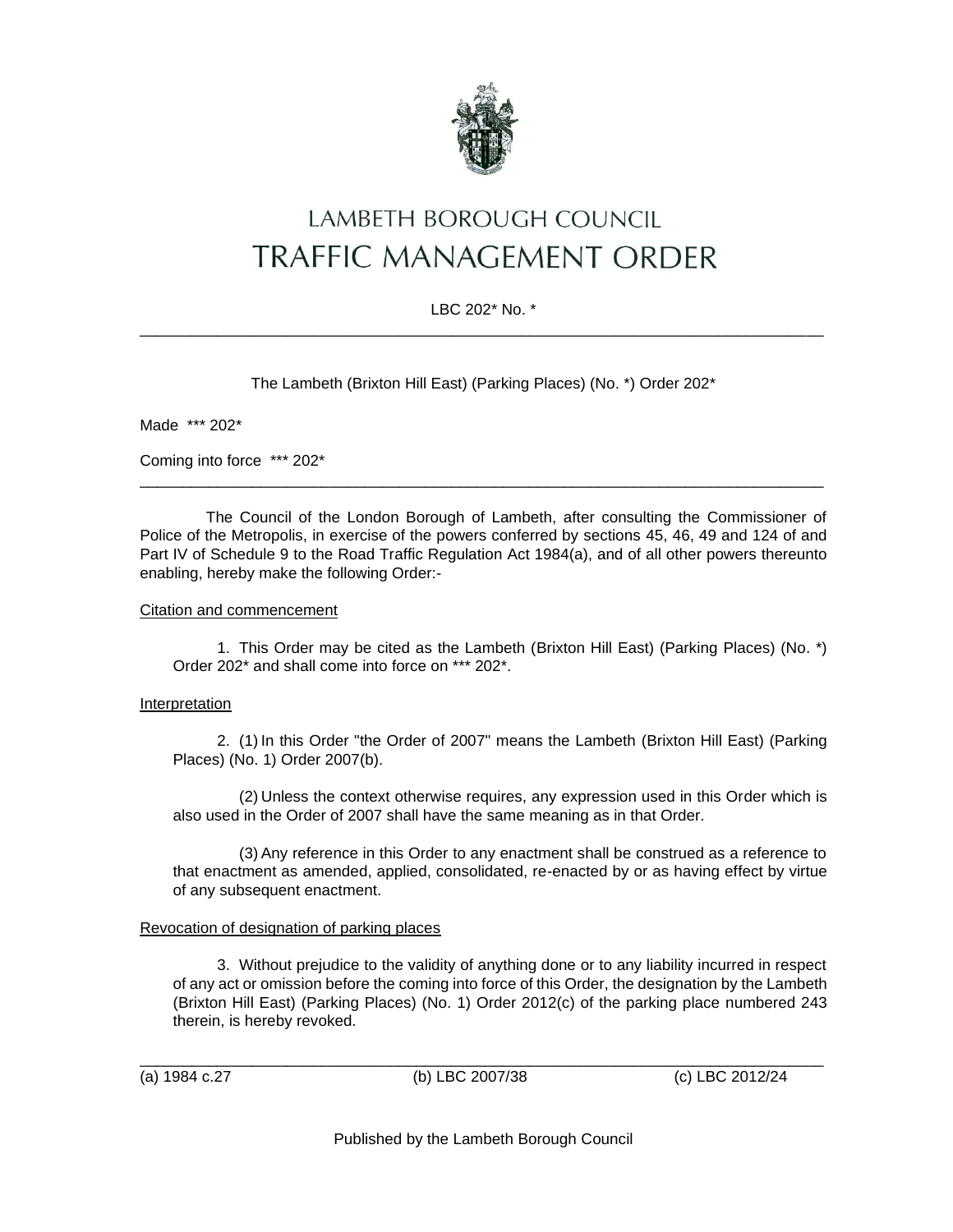# LAMBETH BOROUGH COUNCIL
# TRAFFIC MANAGEMENT ORDER

LBC 202* No. *

---

The Lambeth (Brixton Hill East) (Parking Places) (No. *) Order 202*

Made *** 202*

Coming into force *** 202*

---

The Council of the London Borough of Lambeth, after consulting the Commissioner of Police of the Metropolis, in exercise of the powers conferred by sections 45, 46, 49 and 124 of and Part IV of Schedule 9 to the Road Traffic Regulation Act 1984(a), and of all other powers thereunto enabling, hereby make the following Order:-

Citation and commencement

1. This Order may be cited as the Lambeth (Brixton Hill East) (Parking Places) (No. *) Order 202* and shall come into force on *** 202*.

Interpretation

2. (1) In this Order "the Order of 2007" means the Lambeth (Brixton Hill East) (Parking Places) (No. 1) Order 2007(b).

(2) Unless the context otherwise requires, any expression used in this Order which is also used in the Order of 2007 shall have the same meaning as in that Order.

(3) Any reference in this Order to any enactment shall be construed as a reference to that enactment as amended, applied, consolidated, re-enacted by or as having effect by virtue of any subsequent enactment.

Revocation of designation of parking places

3. Without prejudice to the validity of anything done or to any liability incurred in respect of any act or omission before the coming into force of this Order, the designation by the Lambeth (Brixton Hill East) (Parking Places) (No. 1) Order 2012(c) of the parking place numbered 243 therein, is hereby revoked.

---

(a) 1984 c.27 (b) LBC 2007/38 (c) LBC 2012/24

Published by the Lambeth Borough Council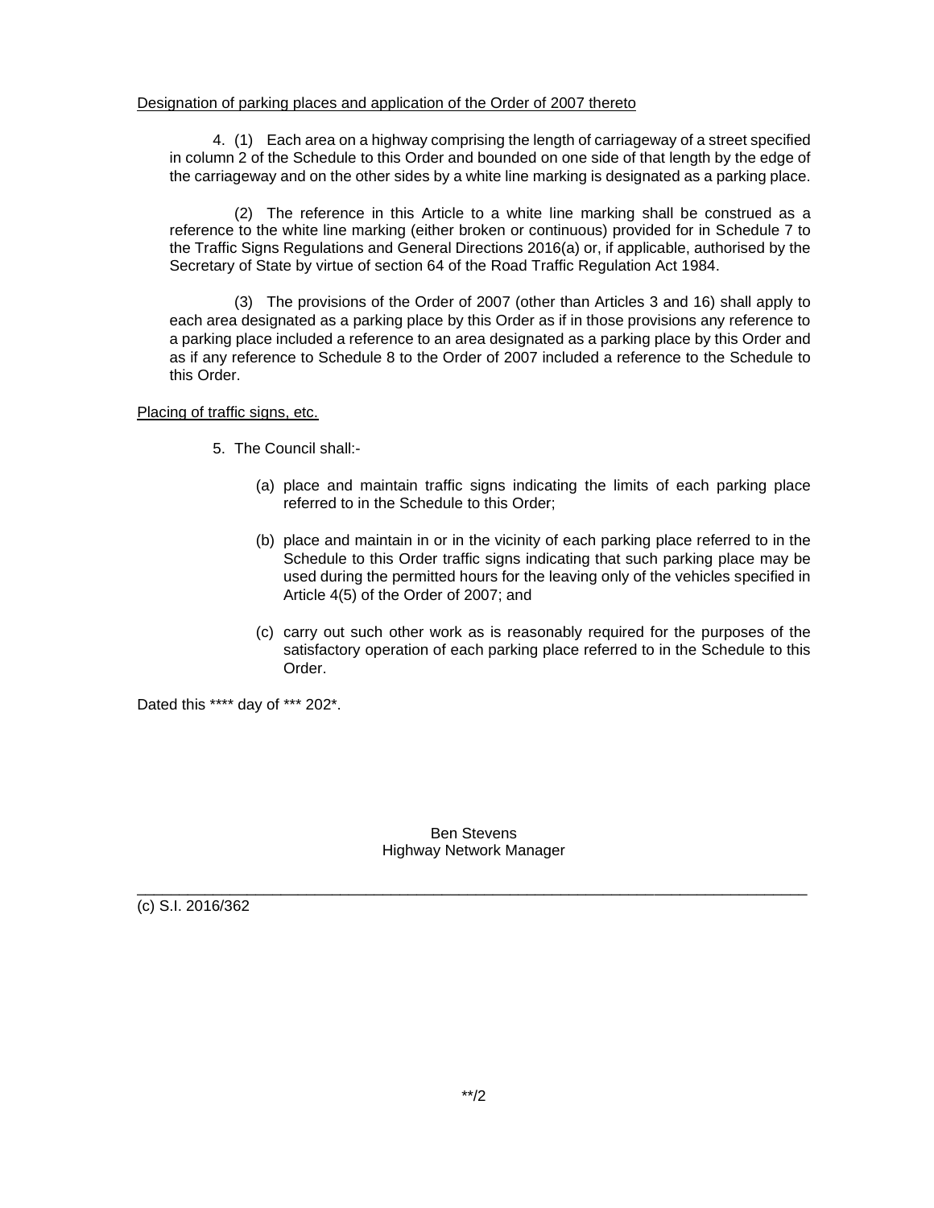Designation of parking places and application of the Order of 2007 thereto

4. (1) Each area on a highway comprising the length of carriageway of a street specified in column 2 of the Schedule to this Order and bounded on one side of that length by the edge of the carriageway and on the other sides by a white line marking is designated as a parking place.

(2) The reference in this Article to a white line marking shall be construed as a reference to the white line marking (either broken or continuous) provided for in Schedule 7 to the Traffic Signs Regulations and General Directions 2016(a) or, if applicable, authorised by the Secretary of State by virtue of section 64 of the Road Traffic Regulation Act 1984.

(3) The provisions of the Order of 2007 (other than Articles 3 and 16) shall apply to each area designated as a parking place by this Order as if in those provisions any reference to a parking place included a reference to an area designated as a parking place by this Order and as if any reference to Schedule 8 to the Order of 2007 included a reference to the Schedule to this Order.

Placing of traffic signs, etc.

5. The Council shall:-

(a) place and maintain traffic signs indicating the limits of each parking place referred to in the Schedule to this Order;

(b) place and maintain in or in the vicinity of each parking place referred to in the Schedule to this Order traffic signs indicating that such parking place may be used during the permitted hours for the leaving only of the vehicles specified in Article 4(5) of the Order of 2007; and

(c) carry out such other work as is reasonably required for the purposes of the satisfactory operation of each parking place referred to in the Schedule to this Order.

Dated this **** day of *** 202*.

Ben Stevens
Highway Network Manager

---

(c) S.I. 2016/362

**/2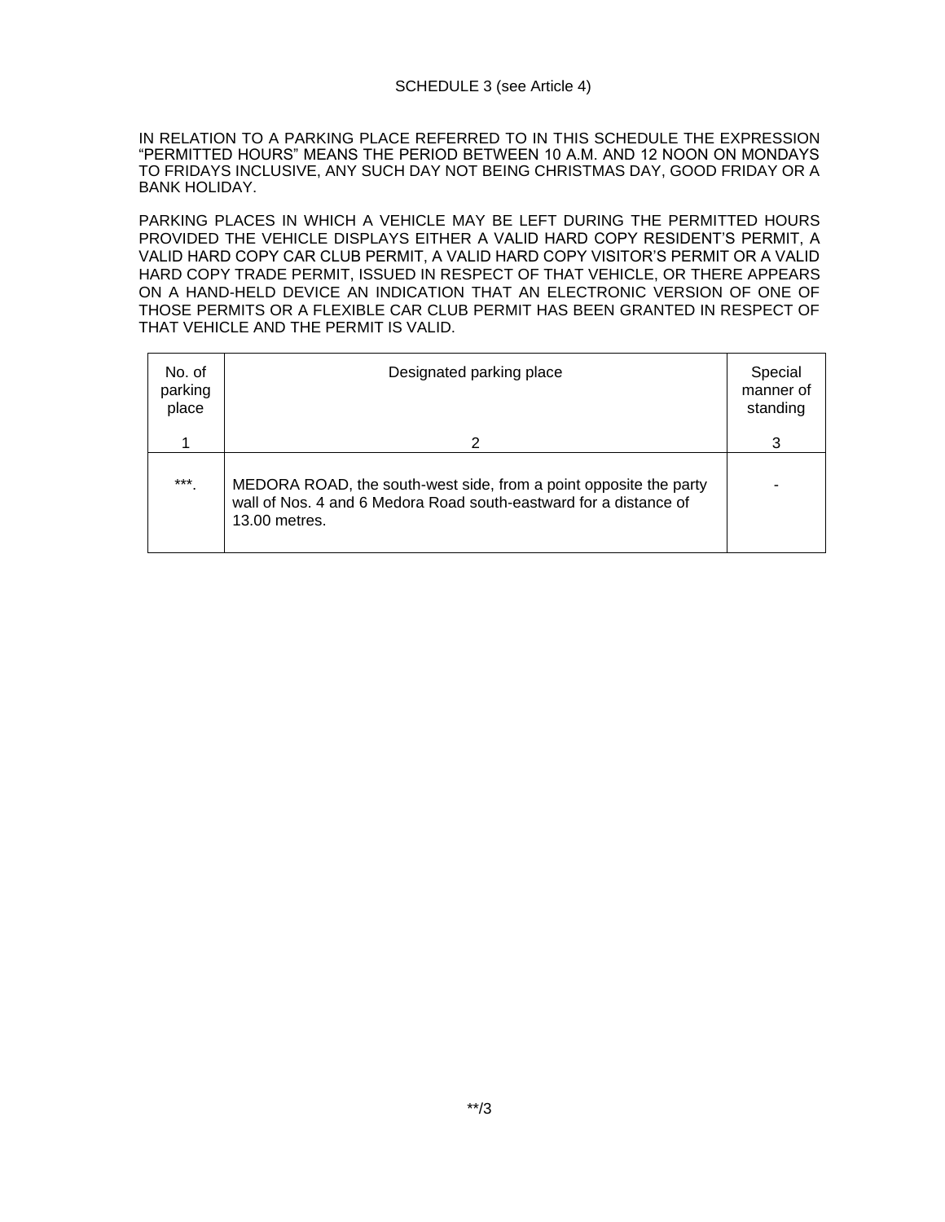SCHEDULE 3 (see Article 4)

IN RELATION TO A PARKING PLACE REFERRED TO IN THIS SCHEDULE THE EXPRESSION "PERMITTED HOURS" MEANS THE PERIOD BETWEEN 10 A.M. AND 12 NOON ON MONDAYS TO FRIDAYS INCLUSIVE, ANY SUCH DAY NOT BEING CHRISTMAS DAY, GOOD FRIDAY OR A BANK HOLIDAY.

PARKING PLACES IN WHICH A VEHICLE MAY BE LEFT DURING THE PERMITTED HOURS PROVIDED THE VEHICLE DISPLAYS EITHER A VALID HARD COPY RESIDENT'S PERMIT, A VALID HARD COPY CAR CLUB PERMIT, A VALID HARD COPY VISITOR'S PERMIT OR A VALID HARD COPY TRADE PERMIT, ISSUED IN RESPECT OF THAT VEHICLE, OR THERE APPEARS ON A HAND-HELD DEVICE AN INDICATION THAT AN ELECTRONIC VERSION OF ONE OF THOSE PERMITS OR A FLEXIBLE CAR CLUB PERMIT HAS BEEN GRANTED IN RESPECT OF THAT VEHICLE AND THE PERMIT IS VALID.

| No. of parking place | Designated parking place | Special manner of standing |
|---|---|---|
| 1 | 2 | 3 |
| ***. | MEDORA ROAD, the south-west side, from a point opposite the party wall of Nos. 4 and 6 Medora Road south-eastward for a distance of 13.00 metres. | - |